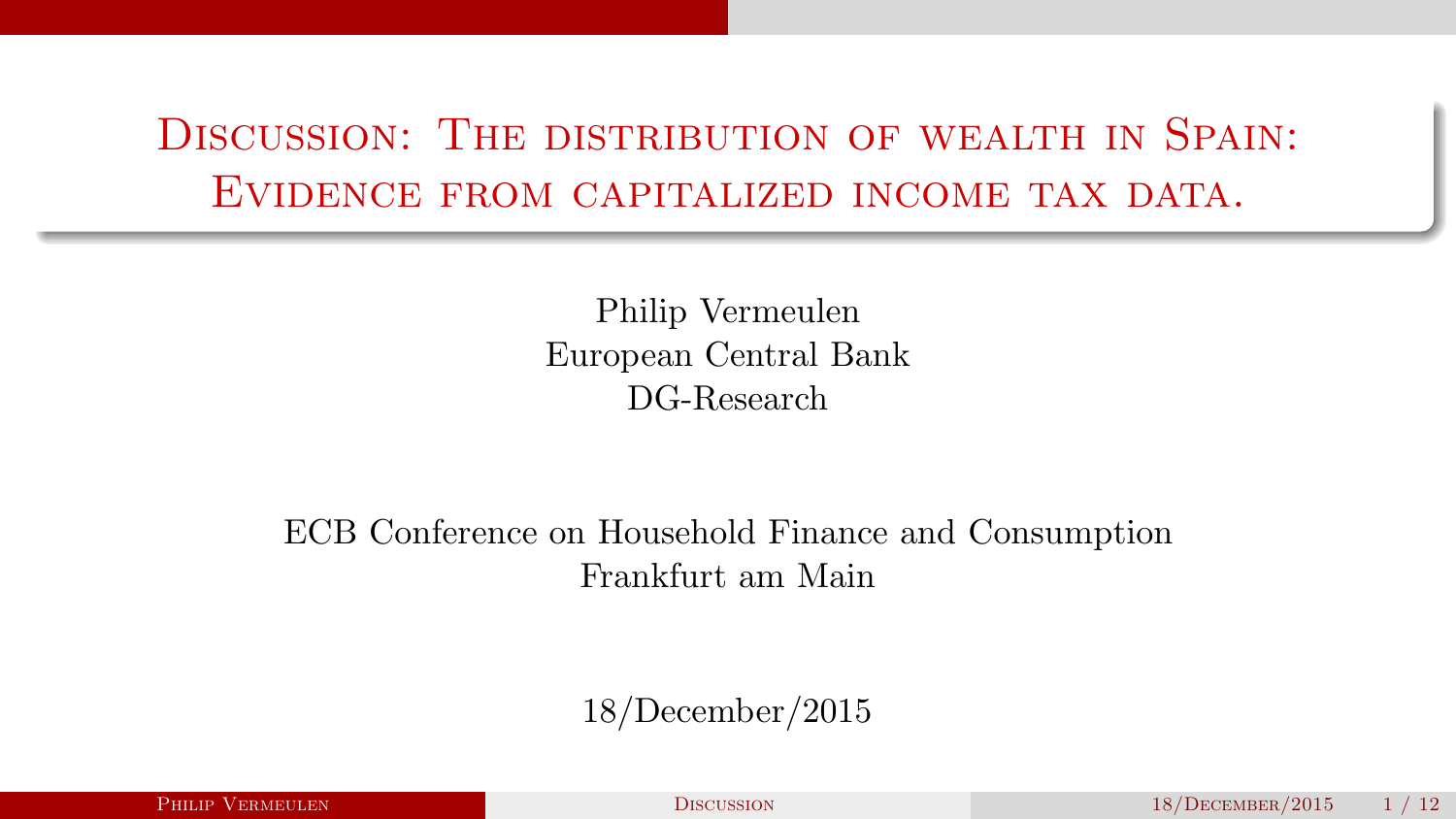# Discussion: The distribution of wealth in Spain: Evidence from capitalized income tax data.

Philip Vermeulen
European Central Bank
DG-Research

ECB Conference on Household Finance and Consumption
Frankfurt am Main

18/December/2015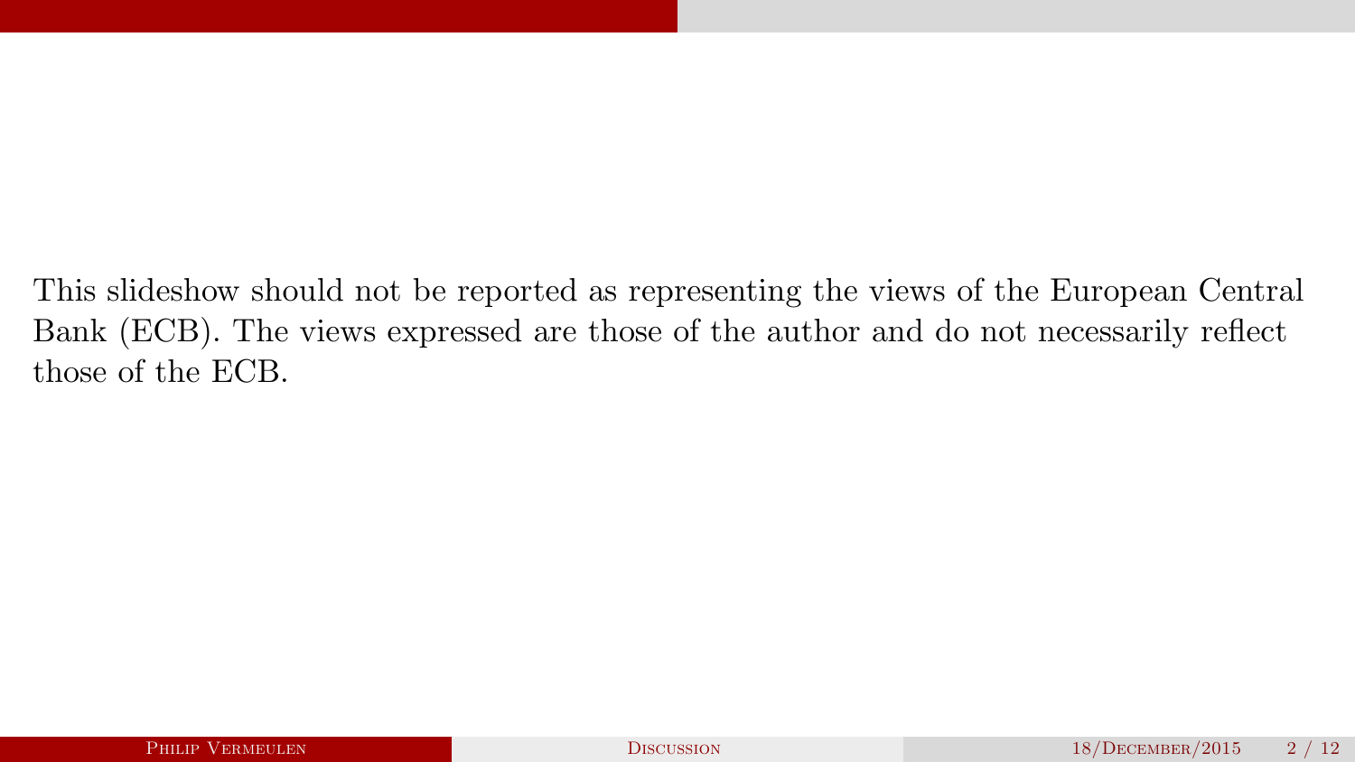This slideshow should not be reported as representing the views of the European Central Bank (ECB). The views expressed are those of the author and do not necessarily reflect those of the ECB.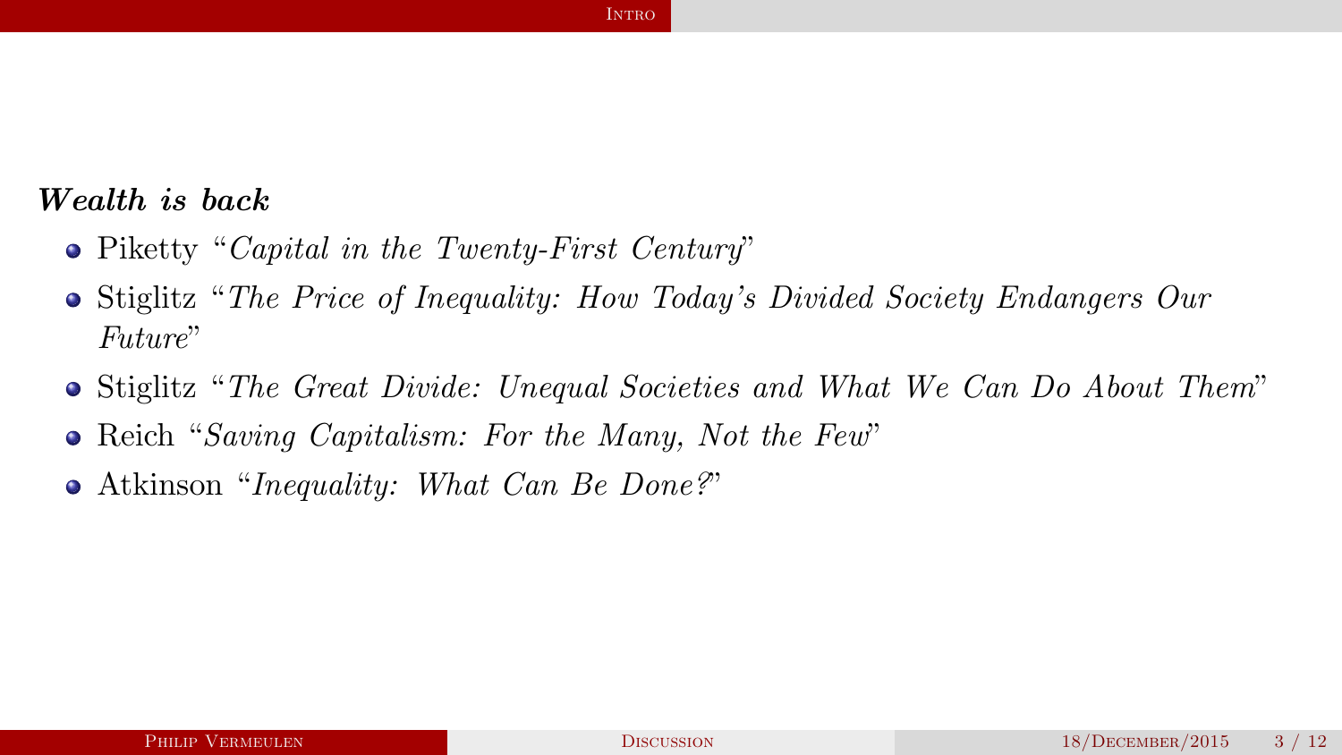***Wealth is back***

- Piketty "*Capital in the Twenty-First Century*"
- Stiglitz "*The Price of Inequality: How Today's Divided Society Endangers Our Future*"
- Stiglitz "*The Great Divide: Unequal Societies and What We Can Do About Them*"
- Reich "*Saving Capitalism: For the Many, Not the Few*"
- Atkinson "*Inequality: What Can Be Done?*"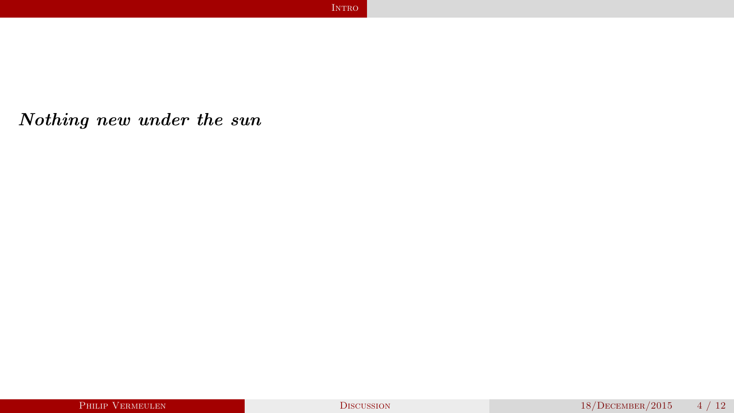***Nothing new under the sun***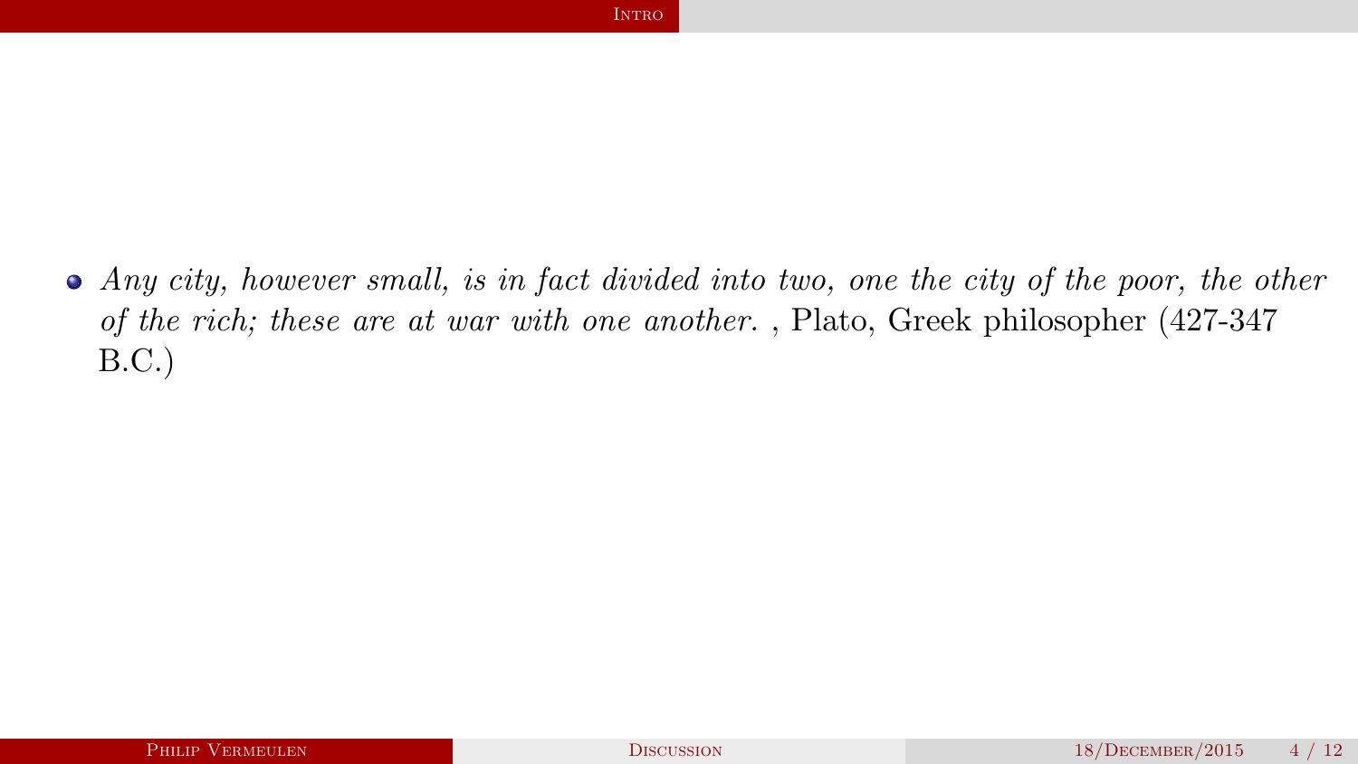- *Any city, however small, is in fact divided into two, one the city of the poor, the other of the rich; these are at war with one another.* , Plato, Greek philosopher (427-347 B.C.)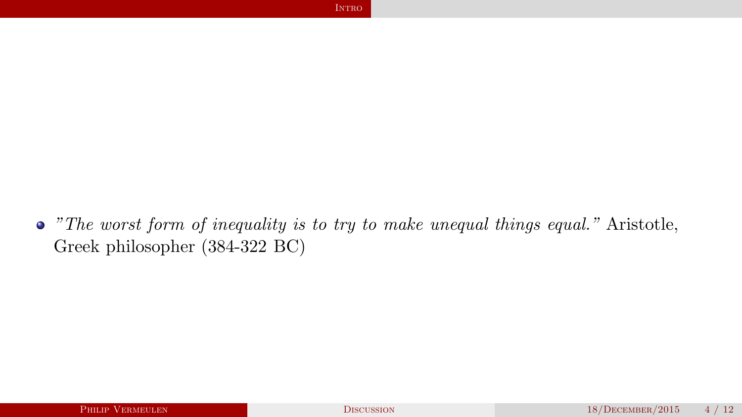- *"The worst form of inequality is to try to make unequal things equal."* Aristotle, Greek philosopher (384-322 BC)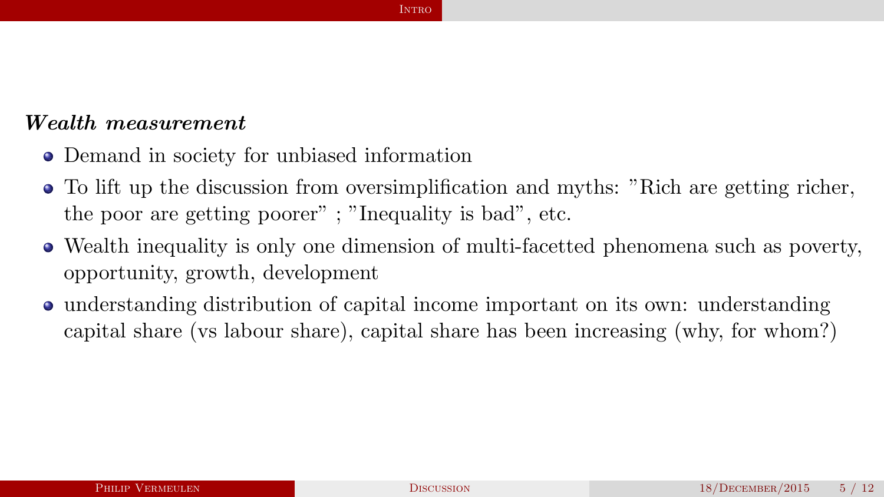***Wealth measurement***

- Demand in society for unbiased information
- To lift up the discussion from oversimplification and myths: "Rich are getting richer, the poor are getting poorer" ; "Inequality is bad", etc.
- Wealth inequality is only one dimension of multi-facetted phenomena such as poverty, opportunity, growth, development
- understanding distribution of capital income important on its own: understanding capital share (vs labour share), capital share has been increasing (why, for whom?)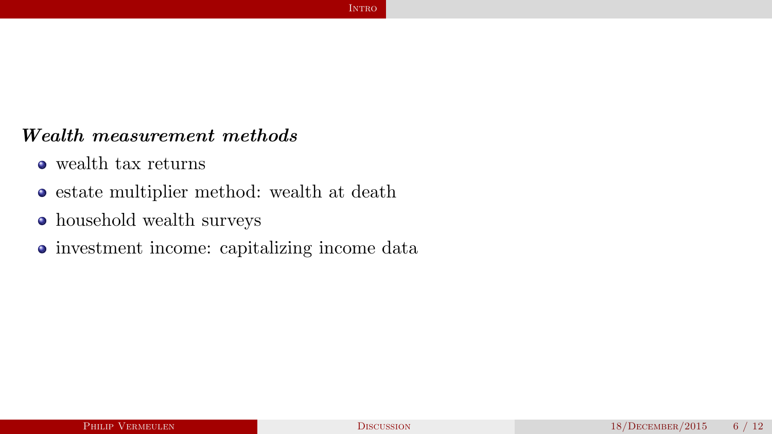***Wealth measurement methods***

- wealth tax returns
- estate multiplier method: wealth at death
- household wealth surveys
- investment income: capitalizing income data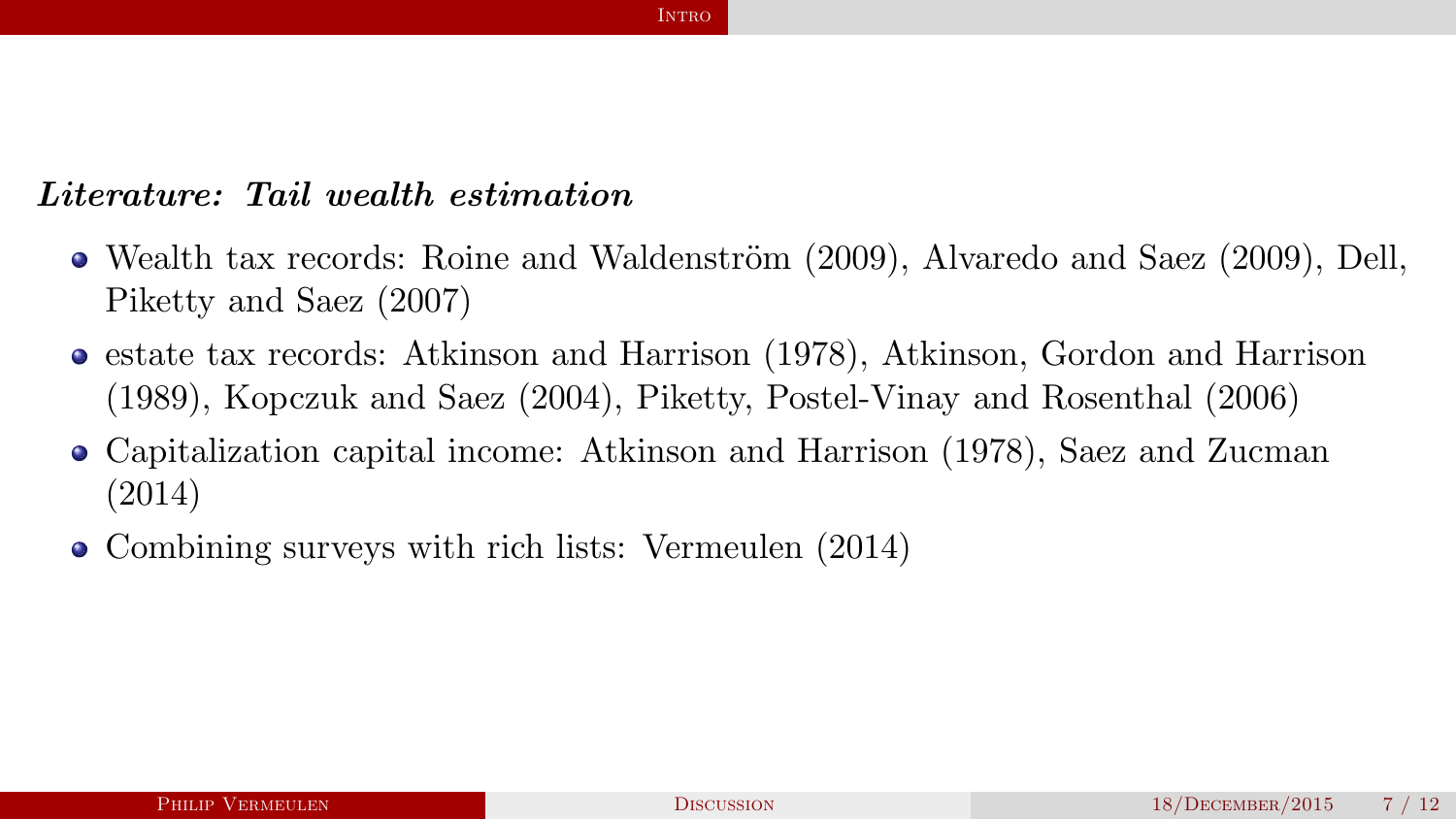***Literature: Tail wealth estimation***

- Wealth tax records: Roine and Waldenström (2009), Alvaredo and Saez (2009), Dell, Piketty and Saez (2007)
- estate tax records: Atkinson and Harrison (1978), Atkinson, Gordon and Harrison (1989), Kopczuk and Saez (2004), Piketty, Postel-Vinay and Rosenthal (2006)
- Capitalization capital income: Atkinson and Harrison (1978), Saez and Zucman (2014)
- Combining surveys with rich lists: Vermeulen (2014)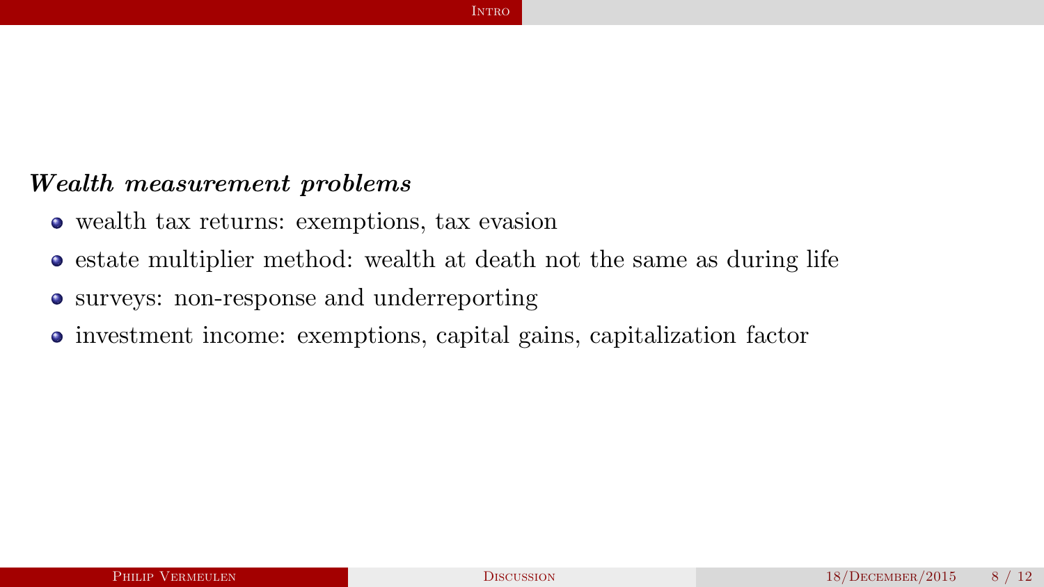***Wealth measurement problems***

- wealth tax returns: exemptions, tax evasion
- estate multiplier method: wealth at death not the same as during life
- surveys: non-response and underreporting
- investment income: exemptions, capital gains, capitalization factor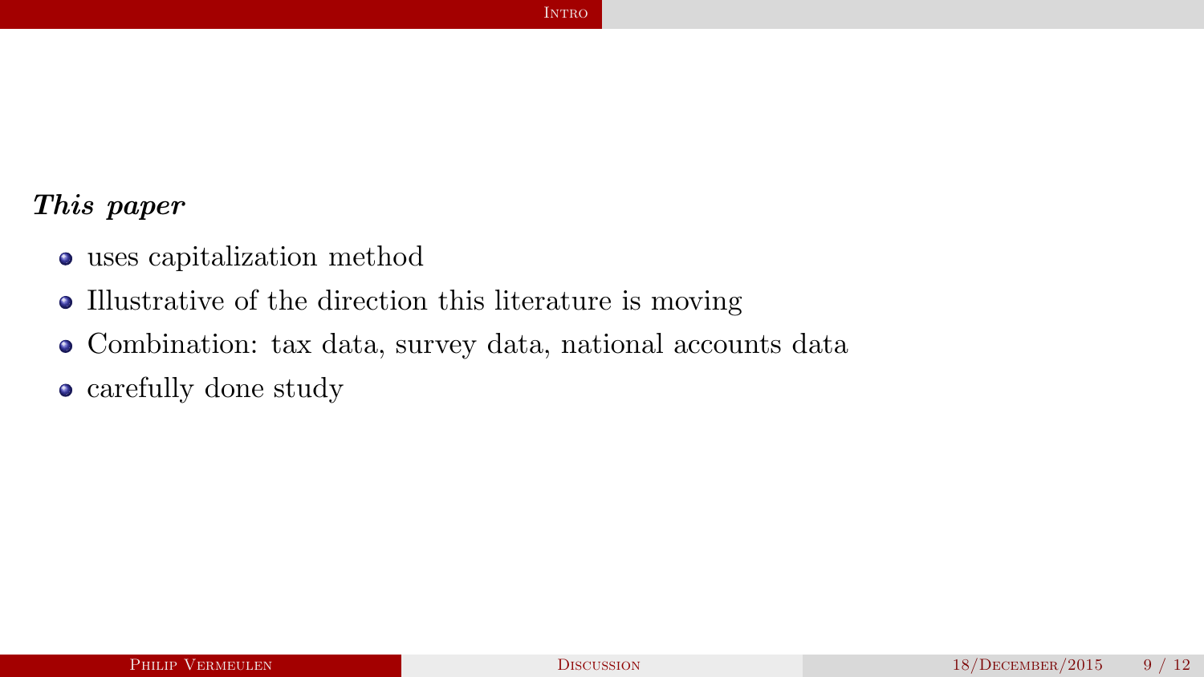***This paper***

- uses capitalization method
- Illustrative of the direction this literature is moving
- Combination: tax data, survey data, national accounts data
- carefully done study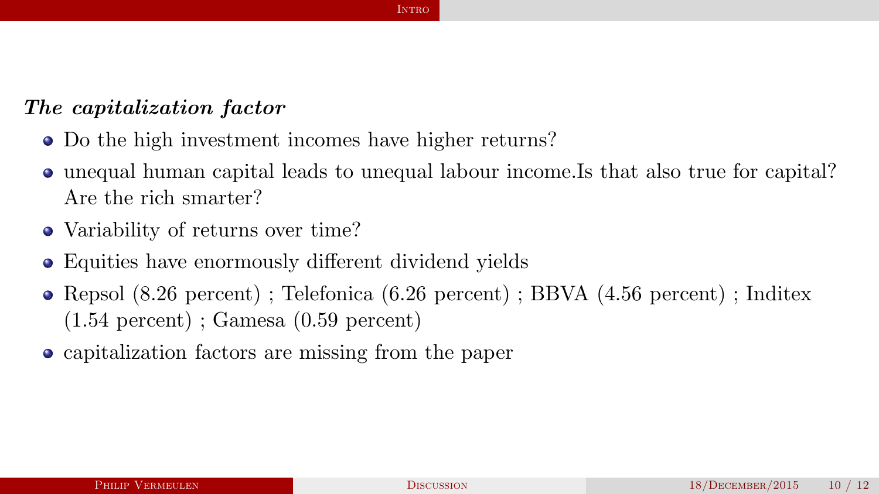***The capitalization factor***

- Do the high investment incomes have higher returns?
- unequal human capital leads to unequal labour income.Is that also true for capital? Are the rich smarter?
- Variability of returns over time?
- Equities have enormously different dividend yields
- Repsol (8.26 percent) ; Telefonica (6.26 percent) ; BBVA (4.56 percent) ; Inditex (1.54 percent) ; Gamesa (0.59 percent)
- capitalization factors are missing from the paper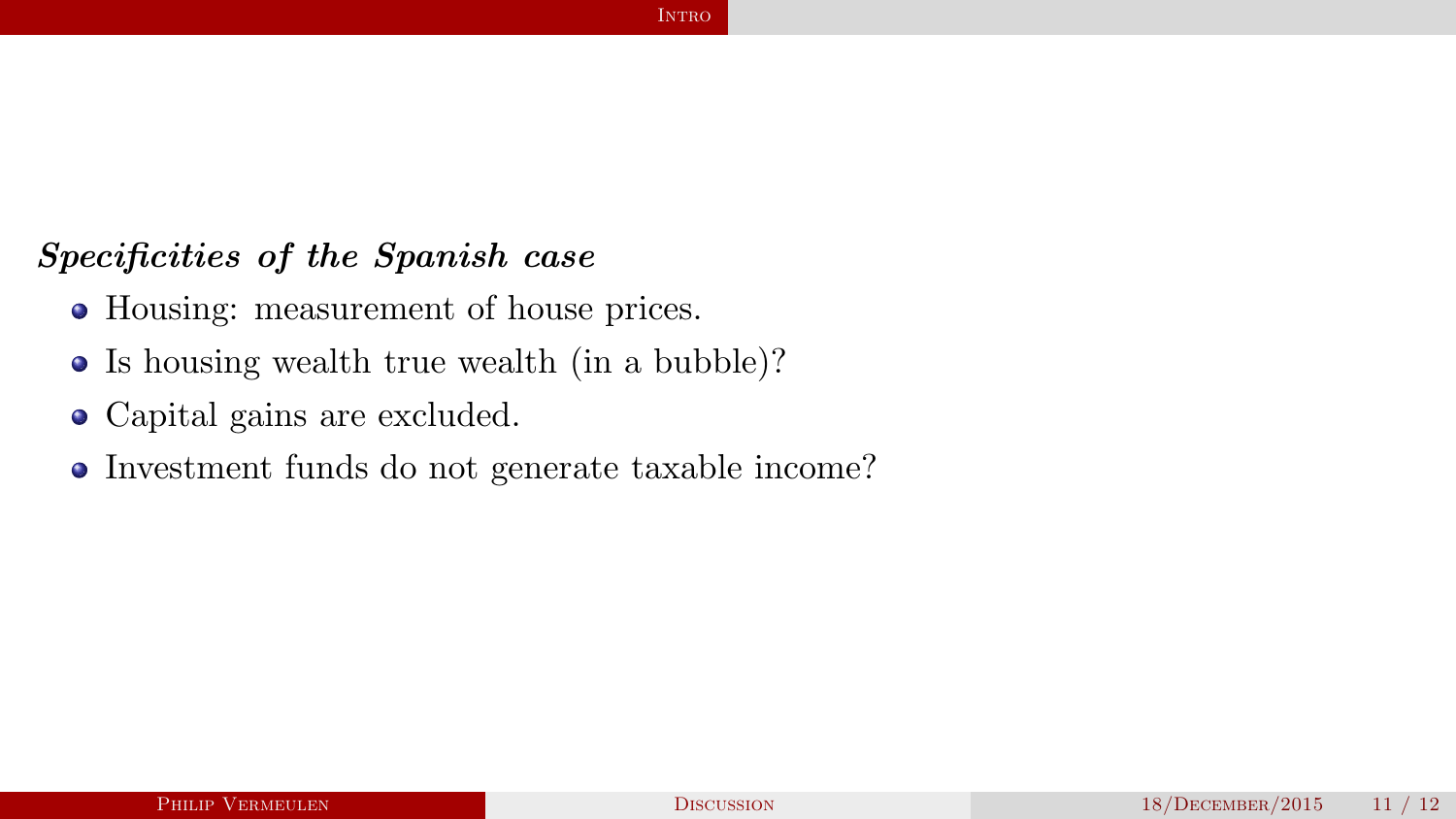***Specificities of the Spanish case***

- Housing: measurement of house prices.
- Is housing wealth true wealth (in a bubble)?
- Capital gains are excluded.
- Investment funds do not generate taxable income?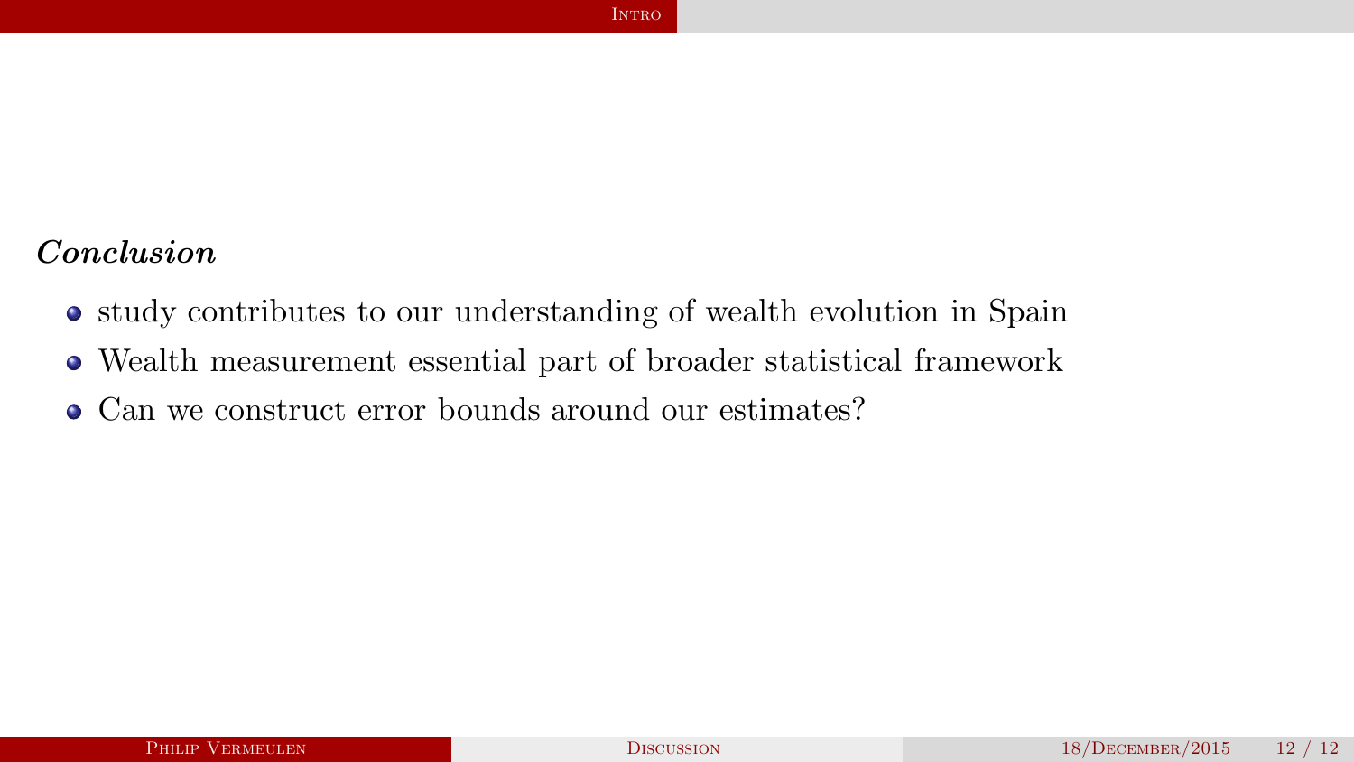***Conclusion***

- study contributes to our understanding of wealth evolution in Spain
- Wealth measurement essential part of broader statistical framework
- Can we construct error bounds around our estimates?